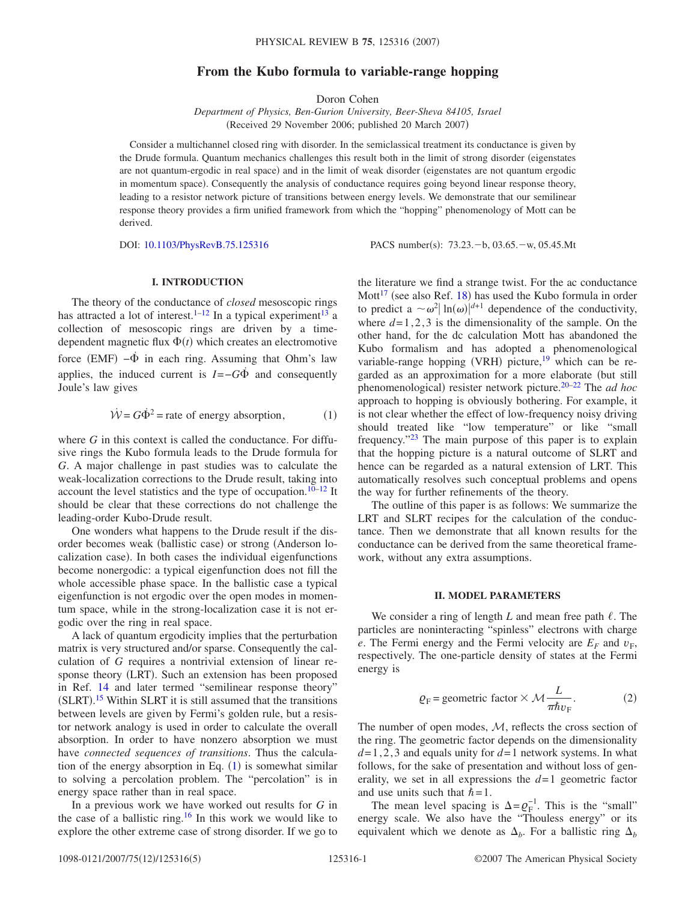# From the Kubo formula to variable-range hopping

Doron Cohen

*Department of Physics, Ben-Gurion University, Beer-Sheva 84105, Israel*

(Received 29 November 2006; published 20 March 2007)

Consider a multichannel closed ring with disorder. In the semiclassical treatment its conductance is given by the Drude formula. Quantum mechanics challenges this result both in the limit of strong disorder (eigenstates are not quantum-ergodic in real space) and in the limit of weak disorder (eigenstates are not quantum ergodic in momentum space). Consequently the analysis of conductance requires going beyond linear response theory, leading to a resistor network picture of transitions between energy levels. We demonstrate that our semilinear response theory provides a firm unified framework from which the "hopping" phenomenology of Mott can be derived.

DOI: 10.1103/PhysRevB.75.125316 PACS number(s): 73.23.−b, 03.65.−w, 05.45.Mt

## I. INTRODUCTION

The theory of the conductance of *closed* mesoscopic rings has attracted a lot of interest.[1–12] In a typical experiment[13] a collection of mesoscopic rings are driven by a time-dependent magnetic flux $\Phi(t)$ which creates an electromotive force (EMF) $-\dot{\Phi}$ in each ring. Assuming that Ohm's law applies, the induced current is $I=-G\dot{\Phi}$ and consequently Joule's law gives

$$\dot{\mathcal{W}} = G\dot{\Phi}^2 = \text{rate of energy absorption}, \tag{1}$$

where $G$ in this context is called the conductance. For diffusive rings the Kubo formula leads to the Drude formula for $G$. A major challenge in past studies was to calculate the weak-localization corrections to the Drude result, taking into account the level statistics and the type of occupation.[10–12] It should be clear that these corrections do not challenge the leading-order Kubo-Drude result.

One wonders what happens to the Drude result if the disorder becomes weak (ballistic case) or strong (Anderson localization case). In both cases the individual eigenfunctions become nonergodic: a typical eigenfunction does not fill the whole accessible phase space. In the ballistic case a typical eigenfunction is not ergodic over the open modes in momentum space, while in the strong-localization case it is not ergodic over the ring in real space.

A lack of quantum ergodicity implies that the perturbation matrix is very structured and/or sparse. Consequently the calculation of $G$ requires a nontrivial extension of linear response theory (LRT). Such an extension has been proposed in Ref. 14 and later termed "semilinear response theory" (SLRT).[15] Within SLRT it is still assumed that the transitions between levels are given by Fermi's golden rule, but a resistor network analogy is used in order to calculate the overall absorption. In order to have nonzero absorption we must have *connected sequences of transitions*. Thus the calculation of the energy absorption in Eq. (1) is somewhat similar to solving a percolation problem. The "percolation" is in energy space rather than in real space.

In a previous work we have worked out results for $G$ in the case of a ballistic ring.[16] In this work we would like to explore the other extreme case of strong disorder. If we go to the literature we find a strange twist. For the ac conductance Mott[17] (see also Ref. 18) has used the Kubo formula in order to predict a $\sim\omega^2|\ln(\omega)|^{d+1}$ dependence of the conductivity, where $d=1,2,3$ is the dimensionality of the sample. On the other hand, for the dc calculation Mott has abandoned the Kubo formalism and has adopted a phenomenological variable-range hopping (VRH) picture,[19] which can be regarded as an approximation for a more elaborate (but still phenomenological) resister network picture.[20–22] The *ad hoc* approach to hopping is obviously bothering. For example, it is not clear whether the effect of low-frequency noisy driving should treated like "low temperature" or like "small frequency."[23] The main purpose of this paper is to explain that the hopping picture is a natural outcome of SLRT and hence can be regarded as a natural extension of LRT. This automatically resolves such conceptual problems and opens the way for further refinements of the theory.

The outline of this paper is as follows: We summarize the LRT and SLRT recipes for the calculation of the conductance. Then we demonstrate that all known results for the conductance can be derived from the same theoretical framework, without any extra assumptions.

## II. MODEL PARAMETERS

We consider a ring of length $L$ and mean free path $\ell$. The particles are noninteracting "spinless" electrons with charge $e$. The Fermi energy and the Fermi velocity are $E_F$ and $v_F$, respectively. The one-particle density of states at the Fermi energy is

$$\varrho_{\mathrm{F}} = \text{geometric factor} \times \mathcal{M}\frac{L}{\pi\hbar v_{\mathrm{F}}}. \tag{2}$$

The number of open modes, $\mathcal{M}$, reflects the cross section of the ring. The geometric factor depends on the dimensionality $d=1,2,3$ and equals unity for $d=1$ network systems. In what follows, for the sake of presentation and without loss of generality, we set in all expressions the $d=1$ geometric factor and use units such that $\hbar=1$.

The mean level spacing is $\Delta=\varrho_{\mathrm{F}}^{-1}$. This is the "small" energy scale. We also have the "Thouless energy" or its equivalent which we denote as $\Delta_b$. For a ballistic ring $\Delta_b$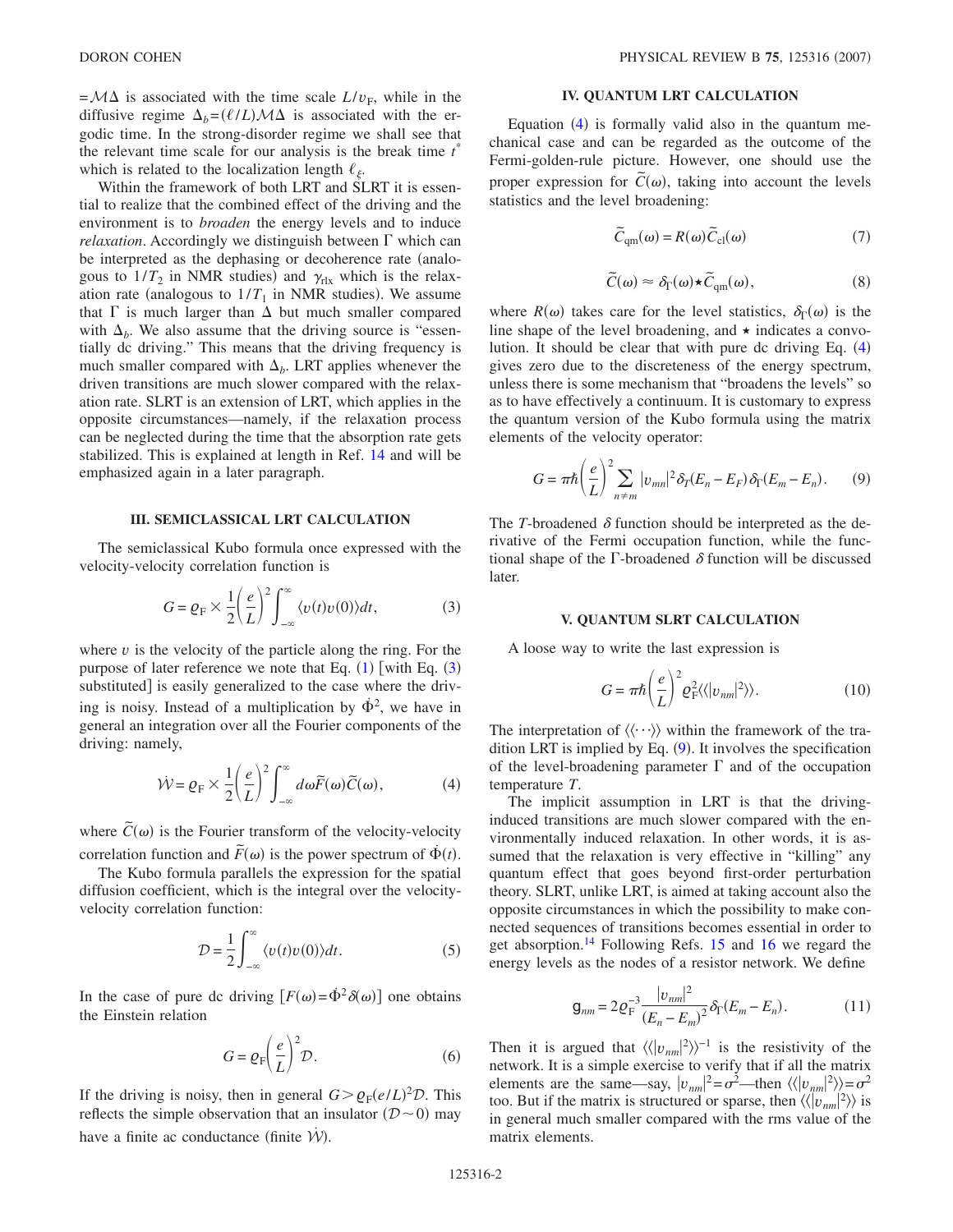$= \mathcal{M}\Delta$ is associated with the time scale $L/v_{\mathrm{F}}$, while in the diffusive regime $\Delta_b = (\ell/L)\mathcal{M}\Delta$ is associated with the ergodic time. In the strong-disorder regime we shall see that the relevant time scale for our analysis is the break time $t^*$ which is related to the localization length $\ell_\xi$.

Within the framework of both LRT and SLRT it is essential to realize that the combined effect of the driving and the environment is to *broaden* the energy levels and to induce *relaxation*. Accordingly we distinguish between $\Gamma$ which can be interpreted as the dephasing or decoherence rate (analogous to $1/T_2$ in NMR studies) and $\gamma_{\mathrm{rlx}}$ which is the relaxation rate (analogous to $1/T_1$ in NMR studies). We assume that $\Gamma$ is much larger than $\Delta$ but much smaller compared with $\Delta_b$. We also assume that the driving source is "essentially dc driving." This means that the driving frequency is much smaller compared with $\Delta_b$. LRT applies whenever the driven transitions are much slower compared with the relaxation rate. SLRT is an extension of LRT, which applies in the opposite circumstances—namely, if the relaxation process can be neglected during the time that the absorption rate gets stabilized. This is explained at length in Ref. 14 and will be emphasized again in a later paragraph.

## III. SEMICLASSICAL LRT CALCULATION

The semiclassical Kubo formula once expressed with the velocity-velocity correlation function is

$$G = \varrho_{\mathrm{F}} \times \frac{1}{2}\left(\frac{e}{L}\right)^2 \int_{-\infty}^{\infty} \langle v(t)v(0)\rangle dt, \tag{3}$$

where $v$ is the velocity of the particle along the ring. For the purpose of later reference we note that Eq. (1) [with Eq. (3) substituted] is easily generalized to the case where the driving is noisy. Instead of a multiplication by $\dot{\Phi}^2$, we have in general an integration over all the Fourier components of the driving: namely,

$$\dot{\mathcal{W}} = \varrho_{\mathrm{F}} \times \frac{1}{2}\left(\frac{e}{L}\right)^2 \int_{-\infty}^{\infty} d\omega \tilde{F}(\omega)\tilde{C}(\omega), \tag{4}$$

where $\tilde{C}(\omega)$ is the Fourier transform of the velocity-velocity correlation function and $\tilde{F}(\omega)$ is the power spectrum of $\dot{\Phi}(t)$.

The Kubo formula parallels the expression for the spatial diffusion coefficient, which is the integral over the velocity-velocity correlation function:

$$\mathcal{D} = \frac{1}{2}\int_{-\infty}^{\infty} \langle v(t)v(0)\rangle dt. \tag{5}$$

In the case of pure dc driving $[F(\omega) = \dot{\Phi}^2\delta(\omega)]$ one obtains the Einstein relation

$$G = \varrho_{\mathrm{F}}\left(\frac{e}{L}\right)^2 \mathcal{D}. \tag{6}$$

If the driving is noisy, then in general $G > \varrho_{\mathrm{F}}(e/L)^2\mathcal{D}$. This reflects the simple observation that an insulator $(\mathcal{D} \sim 0)$ may have a finite ac conductance (finite $\dot{\mathcal{W}}$).

## IV. QUANTUM LRT CALCULATION

Equation (4) is formally valid also in the quantum mechanical case and can be regarded as the outcome of the Fermi-golden-rule picture. However, one should use the proper expression for $\tilde{C}(\omega)$, taking into account the levels statistics and the level broadening:

$$\tilde{C}_{\mathrm{qm}}(\omega) = R(\omega)\tilde{C}_{\mathrm{cl}}(\omega) \tag{7}$$

$$\tilde{C}(\omega) \approx \delta_\Gamma(\omega) \star \tilde{C}_{\mathrm{qm}}(\omega), \tag{8}$$

where $R(\omega)$ takes care for the level statistics, $\delta_\Gamma(\omega)$ is the line shape of the level broadening, and $\star$ indicates a convolution. It should be clear that with pure dc driving Eq. (4) gives zero due to the discreteness of the energy spectrum, unless there is some mechanism that "broadens the levels" so as to have effectively a continuum. It is customary to express the quantum version of the Kubo formula using the matrix elements of the velocity operator:

$$G = \pi\hbar\left(\frac{e}{L}\right)^2 \sum_{n \neq m} |v_{mn}|^2 \delta_T(E_n - E_F)\delta_\Gamma(E_m - E_n). \tag{9}$$

The $T$-broadened $\delta$ function should be interpreted as the derivative of the Fermi occupation function, while the functional shape of the $\Gamma$-broadened $\delta$ function will be discussed later.

## V. QUANTUM SLRT CALCULATION

A loose way to write the last expression is

$$G = \pi\hbar\left(\frac{e}{L}\right)^2 \varrho_{\mathrm{F}}^2 \langle\langle |v_{nm}|^2 \rangle\rangle. \tag{10}$$

The interpretation of $\langle\langle \cdots \rangle\rangle$ within the framework of the tradition LRT is implied by Eq. (9). It involves the specification of the level-broadening parameter $\Gamma$ and of the occupation temperature $T$.

The implicit assumption in LRT is that the driving-induced transitions are much slower compared with the environmentally induced relaxation. In other words, it is assumed that the relaxation is very effective in "killing" any quantum effect that goes beyond first-order perturbation theory. SLRT, unlike LRT, is aimed at taking account also the opposite circumstances in which the possibility to make connected sequences of transitions becomes essential in order to get absorption.[14] Following Refs. 15 and 16 we regard the energy levels as the nodes of a resistor network. We define

$$\mathsf{g}_{nm} = 2\varrho_{\mathrm{F}}^{-3}\frac{|v_{nm}|^2}{(E_n - E_m)^2}\delta_\Gamma(E_m - E_n). \tag{11}$$

Then it is argued that $\langle\langle |v_{nm}|^2 \rangle\rangle^{-1}$ is the resistivity of the network. It is a simple exercise to verify that if all the matrix elements are the same—say, $|v_{nm}|^2 = \sigma^2$—then $\langle\langle |v_{nm}|^2 \rangle\rangle = \sigma^2$ too. But if the matrix is structured or sparse, then $\langle\langle |v_{nm}|^2 \rangle\rangle$ is in general much smaller compared with the rms value of the matrix elements.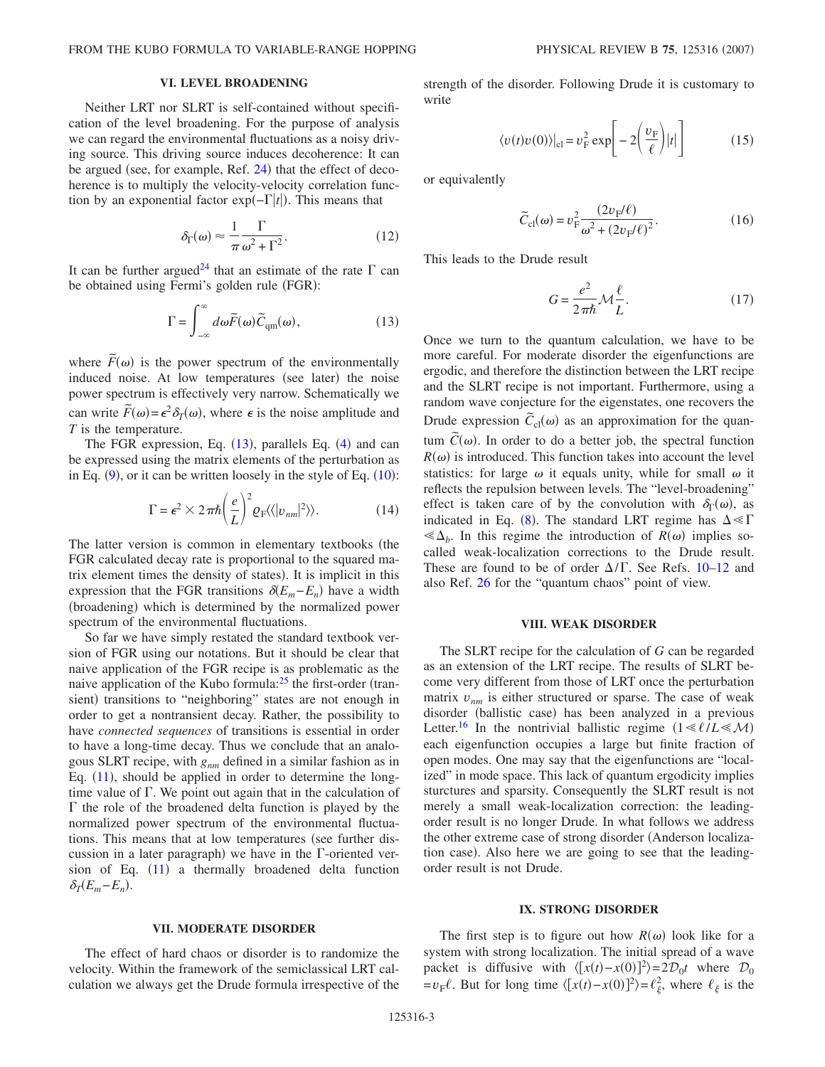## VI. LEVEL BROADENING

Neither LRT nor SLRT is self-contained without specification of the level broadening. For the purpose of analysis we can regard the environmental fluctuations as a noisy driving source. This driving source induces decoherence: It can be argued (see, for example, Ref. 24) that the effect of decoherence is to multiply the velocity-velocity correlation function by an exponential factor $\exp(-\Gamma|t|)$. This means that

$$\delta_\Gamma(\omega) \approx \frac{1}{\pi}\frac{\Gamma}{\omega^2+\Gamma^2}. \tag{12}$$

It can be further argued[24] that an estimate of the rate $\Gamma$ can be obtained using Fermi's golden rule (FGR):

$$\Gamma = \int_{-\infty}^{\infty} d\omega \tilde{F}(\omega)\tilde{C}_{\mathrm{qm}}(\omega), \tag{13}$$

where $\tilde{F}(\omega)$ is the power spectrum of the environmentally induced noise. At low temperatures (see later) the noise power spectrum is effectively very narrow. Schematically we can write $\tilde{F}(\omega)=\epsilon^2\delta_T(\omega)$, where $\epsilon$ is the noise amplitude and $T$ is the temperature.

The FGR expression, Eq. (13), parallels Eq. (4) and can be expressed using the matrix elements of the perturbation as in Eq. (9), or it can be written loosely in the style of Eq. (10):

$$\Gamma = \epsilon^2 \times 2\pi\hbar\left(\frac{e}{L}\right)^2 \varrho_{\mathrm{F}}\langle\langle|v_{nm}|^2\rangle\rangle. \tag{14}$$

The latter version is common in elementary textbooks (the FGR calculated decay rate is proportional to the squared matrix element times the density of states). It is implicit in this expression that the FGR transitions $\delta(E_m-E_n)$ have a width (broadening) which is determined by the normalized power spectrum of the environmental fluctuations.

So far we have simply restated the standard textbook version of FGR using our notations. But it should be clear that naive application of the FGR recipe is as problematic as the naive application of the Kubo formula:[25] the first-order (transient) transitions to "neighboring" states are not enough in order to get a nontransient decay. Rather, the possibility to have *connected sequences* of transitions is essential in order to have a long-time decay. Thus we conclude that an analogous SLRT recipe, with $g_{nm}$ defined in a similar fashion as in Eq. (11), should be applied in order to determine the long-time value of $\Gamma$. We point out again that in the calculation of $\Gamma$ the role of the broadened delta function is played by the normalized power spectrum of the environmental fluctuations. This means that at low temperatures (see further discussion in a later paragraph) we have in the $\Gamma$-oriented version of Eq. (11) a thermally broadened delta function $\delta_T(E_m-E_n)$.

## VII. MODERATE DISORDER

The effect of hard chaos or disorder is to randomize the velocity. Within the framework of the semiclassical LRT calculation we always get the Drude formula irrespective of the strength of the disorder. Following Drude it is customary to write

$$\langle v(t)v(0)\rangle|_{\mathrm{cl}} = v_{\mathrm{F}}^2 \exp\left[-2\left(\frac{v_{\mathrm{F}}}{\ell}\right)|t|\right] \tag{15}$$

or equivalently

$$\tilde{C}_{\mathrm{cl}}(\omega) = v_{\mathrm{F}}^2\frac{(2v_{\mathrm{F}}/\ell)}{\omega^2+(2v_{\mathrm{F}}/\ell)^2}. \tag{16}$$

This leads to the Drude result

$$G = \frac{e^2}{2\pi\hbar}\mathcal{M}\frac{\ell}{L}. \tag{17}$$

Once we turn to the quantum calculation, we have to be more careful. For moderate disorder the eigenfunctions are ergodic, and therefore the distinction between the LRT recipe and the SLRT recipe is not important. Furthermore, using a random wave conjecture for the eigenstates, one recovers the Drude expression $\tilde{C}_{\mathrm{cl}}(\omega)$ as an approximation for the quantum $\tilde{C}(\omega)$. In order to do a better job, the spectral function $R(\omega)$ is introduced. This function takes into account the level statistics: for large $\omega$ it equals unity, while for small $\omega$ it reflects the repulsion between levels. The "level-broadening" effect is taken care of by the convolution with $\delta_\Gamma(\omega)$, as indicated in Eq. (8). The standard LRT regime has $\Delta \ll \Gamma \ll \Delta_b$. In this regime the introduction of $R(\omega)$ implies so-called weak-localization corrections to the Drude result. These are found to be of order $\Delta/\Gamma$. See Refs. 10–12 and also Ref. 26 for the "quantum chaos" point of view.

## VIII. WEAK DISORDER

The SLRT recipe for the calculation of $G$ can be regarded as an extension of the LRT recipe. The results of SLRT become very different from those of LRT once the perturbation matrix $v_{nm}$ is either structured or sparse. The case of weak disorder (ballistic case) has been analyzed in a previous Letter.[16] In the nontrivial ballistic regime $(1 \ll \ell/L \ll \mathcal{M})$ each eigenfunction occupies a large but finite fraction of open modes. One may say that the eigenfunctions are "localized" in mode space. This lack of quantum ergodicity implies sturctures and sparsity. Consequently the SLRT result is not merely a small weak-localization correction: the leading-order result is no longer Drude. In what follows we address the other extreme case of strong disorder (Anderson localization case). Also here we are going to see that the leading-order result is not Drude.

## IX. STRONG DISORDER

The first step is to figure out how $R(\omega)$ look like for a system with strong localization. The initial spread of a wave packet is diffusive with $\langle[x(t)-x(0)]^2\rangle = 2\mathcal{D}_0 t$ where $\mathcal{D}_0 = v_{\mathrm{F}}\ell$. But for long time $\langle[x(t)-x(0)]^2\rangle = \ell_\xi^2$, where $\ell_\xi$ is the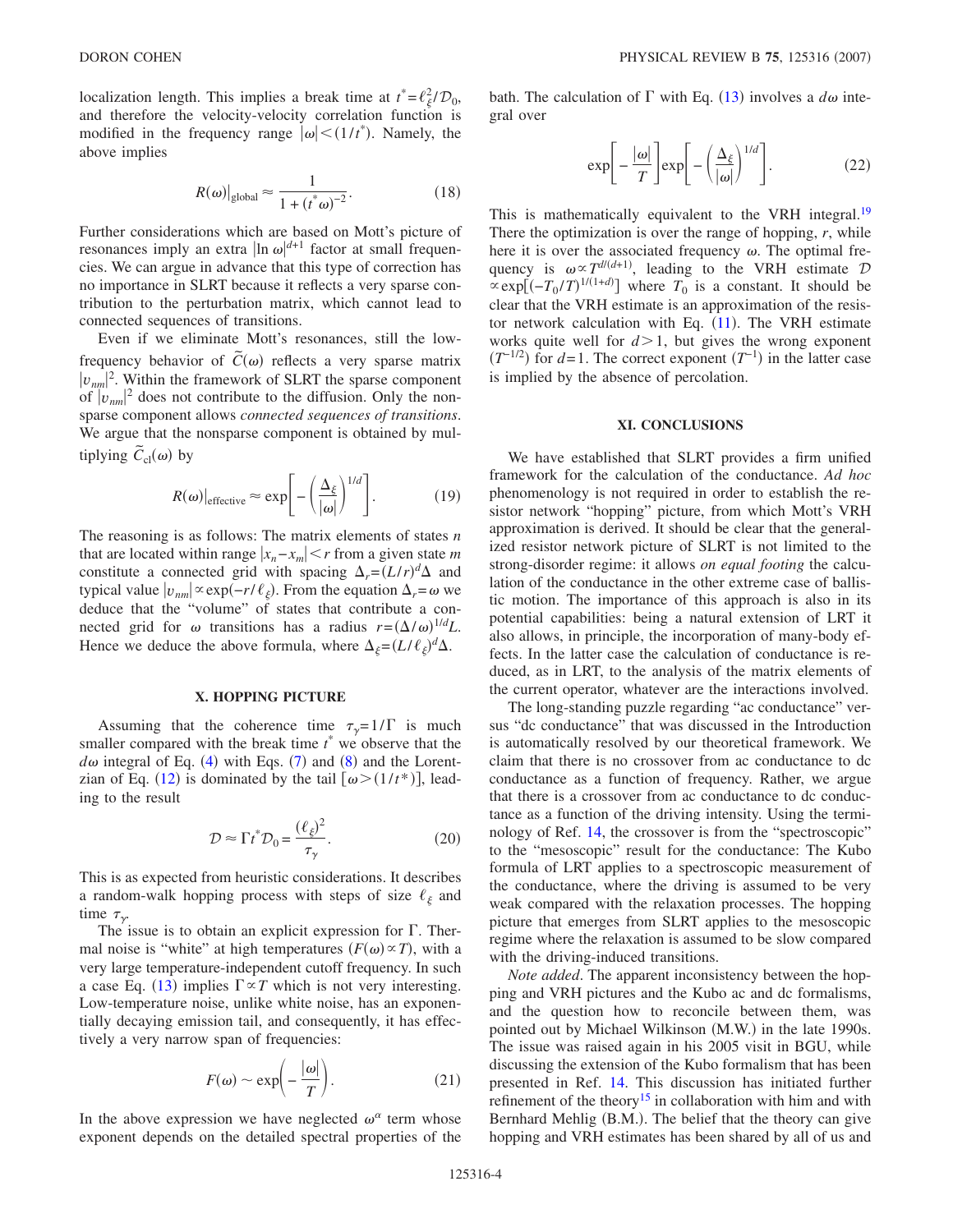localization length. This implies a break time at $t^* = \ell_\xi^2/\mathcal{D}_0$, and therefore the velocity-velocity correlation function is modified in the frequency range $|\omega| < (1/t^*)$. Namely, the above implies

$$R(\omega)\big|_{\text{global}} \approx \frac{1}{1+(t^*\omega)^{-2}}. \tag{18}$$

Further considerations which are based on Mott's picture of resonances imply an extra $|\ln \omega|^{d+1}$ factor at small frequencies. We can argue in advance that this type of correction has no importance in SLRT because it reflects a very sparse contribution to the perturbation matrix, which cannot lead to connected sequences of transitions.

Even if we eliminate Mott's resonances, still the low-frequency behavior of $\tilde{C}(\omega)$ reflects a very sparse matrix $|v_{nm}|^2$. Within the framework of SLRT the sparse component of $|v_{nm}|^2$ does not contribute to the diffusion. Only the nonsparse component allows *connected sequences of transitions*. We argue that the nonsparse component is obtained by multiplying $\tilde{C}_{\text{cl}}(\omega)$ by

$$R(\omega)\big|_{\text{effective}} \approx \exp\left[-\left(\frac{\Delta_\xi}{|\omega|}\right)^{1/d}\right]. \tag{19}$$

The reasoning is as follows: The matrix elements of states $n$ that are located within range $|x_n - x_m| < r$ from a given state $m$ constitute a connected grid with spacing $\Delta_r = (L/r)^d \Delta$ and typical value $|v_{nm}| \propto \exp(-r/\ell_\xi)$. From the equation $\Delta_r = \omega$ we deduce that the "volume" of states that contribute a connected grid for $\omega$ transitions has a radius $r = (\Delta/\omega)^{1/d} L$. Hence we deduce the above formula, where $\Delta_\xi = (L/\ell_\xi)^d \Delta$.

## X. HOPPING PICTURE

Assuming that the coherence time $\tau_\gamma = 1/\Gamma$ is much smaller compared with the break time $t^*$ we observe that the $d\omega$ integral of Eq. (4) with Eqs. (7) and (8) and the Lorentzian of Eq. (12) is dominated by the tail $[\omega > (1/t^*)]$, leading to the result

$$\mathcal{D} \approx \Gamma t^* \mathcal{D}_0 = \frac{(\ell_\xi)^2}{\tau_\gamma}. \tag{20}$$

This is as expected from heuristic considerations. It describes a random-walk hopping process with steps of size $\ell_\xi$ and time $\tau_\gamma$.

The issue is to obtain an explicit expression for $\Gamma$. Thermal noise is "white" at high temperatures ($F(\omega) \propto T$), with a very large temperature-independent cutoff frequency. In such a case Eq. (13) implies $\Gamma \propto T$ which is not very interesting. Low-temperature noise, unlike white noise, has an exponentially decaying emission tail, and consequently, it has effectively a very narrow span of frequencies:

$$F(\omega) \sim \exp\left(-\frac{|\omega|}{T}\right). \tag{21}$$

In the above expression we have neglected $\omega^\alpha$ term whose exponent depends on the detailed spectral properties of the bath. The calculation of $\Gamma$ with Eq. (13) involves a $d\omega$ integral over

$$\exp\left[-\frac{|\omega|}{T}\right]\exp\left[-\left(\frac{\Delta_\xi}{|\omega|}\right)^{1/d}\right]. \tag{22}$$

This is mathematically equivalent to the VRH integral.[19] There the optimization is over the range of hopping, $r$, while here it is over the associated frequency $\omega$. The optimal frequency is $\omega \propto T^{d/(d+1)}$, leading to the VRH estimate $\mathcal{D} \propto \exp[(-T_0/T)^{1/(1+d)}]$ where $T_0$ is a constant. It should be clear that the VRH estimate is an approximation of the resistor network calculation with Eq. (11). The VRH estimate works quite well for $d > 1$, but gives the wrong exponent $(T^{-1/2})$ for $d=1$. The correct exponent $(T^{-1})$ in the latter case is implied by the absence of percolation.

## XI. CONCLUSIONS

We have established that SLRT provides a firm unified framework for the calculation of the conductance. *Ad hoc* phenomenology is not required in order to establish the resistor network "hopping" picture, from which Mott's VRH approximation is derived. It should be clear that the generalized resistor network picture of SLRT is not limited to the strong-disorder regime: it allows *on equal footing* the calculation of the conductance in the other extreme case of ballistic motion. The importance of this approach is also in its potential capabilities: being a natural extension of LRT it also allows, in principle, the incorporation of many-body effects. In the latter case the calculation of conductance is reduced, as in LRT, to the analysis of the matrix elements of the current operator, whatever are the interactions involved.

The long-standing puzzle regarding "ac conductance" versus "dc conductance" that was discussed in the Introduction is automatically resolved by our theoretical framework. We claim that there is no crossover from ac conductance to dc conductance as a function of frequency. Rather, we argue that there is a crossover from ac conductance to dc conductance as a function of the driving intensity. Using the terminology of Ref. 14, the crossover is from the "spectroscopic" to the "mesoscopic" result for the conductance: The Kubo formula of LRT applies to a spectroscopic measurement of the conductance, where the driving is assumed to be very weak compared with the relaxation processes. The hopping picture that emerges from SLRT applies to the mesoscopic regime where the relaxation is assumed to be slow compared with the driving-induced transitions.

*Note added*. The apparent inconsistency between the hopping and VRH pictures and the Kubo ac and dc formalisms, and the question how to reconcile between them, was pointed out by Michael Wilkinson (M.W.) in the late 1990s. The issue was raised again in his 2005 visit in BGU, while discussing the extension of the Kubo formalism that has been presented in Ref. 14. This discussion has initiated further refinement of the theory[15] in collaboration with him and with Bernhard Mehlig (B.M.). The belief that the theory can give hopping and VRH estimates has been shared by all of us and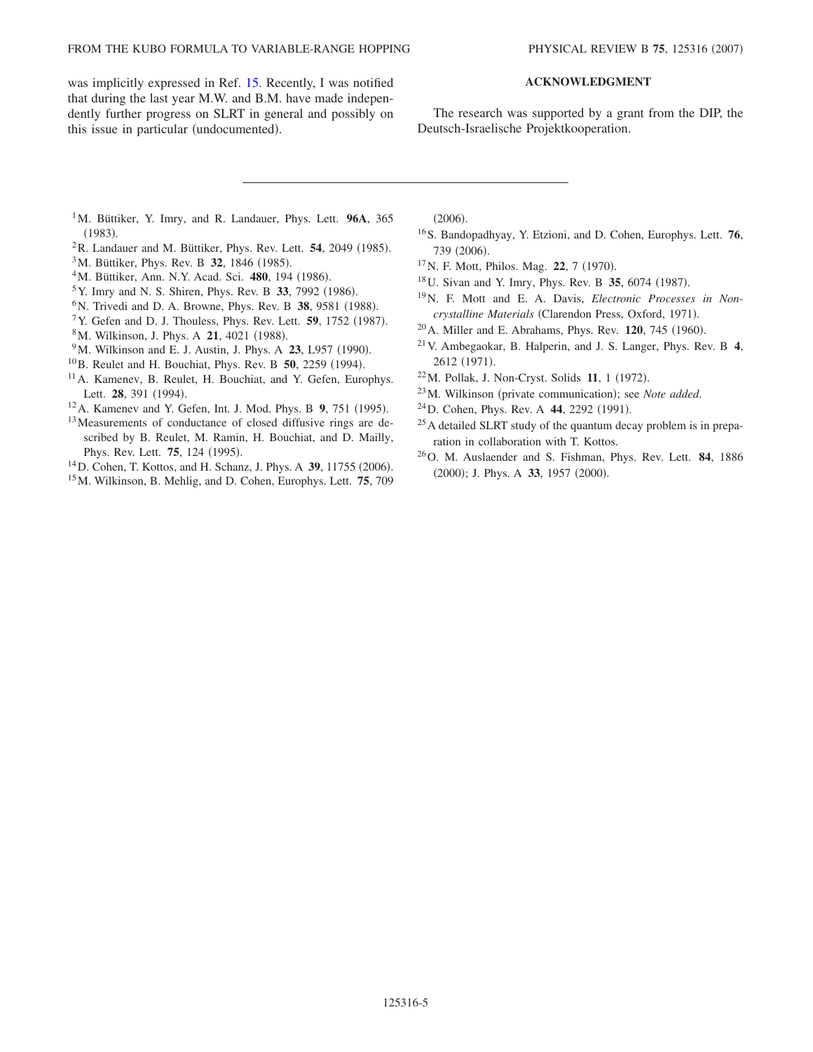was implicitly expressed in Ref. 15. Recently, I was notified that during the last year M.W. and B.M. have made independently further progress on SLRT in general and possibly on this issue in particular (undocumented).

## ACKNOWLEDGMENT

The research was supported by a grant from the DIP, the Deutsch-Israelische Projektkooperation.

---

[1] M. Büttiker, Y. Imry, and R. Landauer, Phys. Lett. **96A**, 365 (1983).

[2] R. Landauer and M. Büttiker, Phys. Rev. Lett. **54**, 2049 (1985).

[3] M. Büttiker, Phys. Rev. B **32**, 1846 (1985).

[4] M. Büttiker, Ann. N.Y. Acad. Sci. **480**, 194 (1986).

[5] Y. Imry and N. S. Shiren, Phys. Rev. B **33**, 7992 (1986).

[6] N. Trivedi and D. A. Browne, Phys. Rev. B **38**, 9581 (1988).

[7] Y. Gefen and D. J. Thouless, Phys. Rev. Lett. **59**, 1752 (1987).

[8] M. Wilkinson, J. Phys. A **21**, 4021 (1988).

[9] M. Wilkinson and E. J. Austin, J. Phys. A **23**, L957 (1990).

[10] B. Reulet and H. Bouchiat, Phys. Rev. B **50**, 2259 (1994).

[11] A. Kamenev, B. Reulet, H. Bouchiat, and Y. Gefen, Europhys. Lett. **28**, 391 (1994).

[12] A. Kamenev and Y. Gefen, Int. J. Mod. Phys. B **9**, 751 (1995).

[13] Measurements of conductance of closed diffusive rings are described by B. Reulet, M. Ramin, H. Bouchiat, and D. Mailly, Phys. Rev. Lett. **75**, 124 (1995).

[14] D. Cohen, T. Kottos, and H. Schanz, J. Phys. A **39**, 11755 (2006).

[15] M. Wilkinson, B. Mehlig, and D. Cohen, Europhys. Lett. **75**, 709 (2006).

[16] S. Bandopadhyay, Y. Etzioni, and D. Cohen, Europhys. Lett. **76**, 739 (2006).

[17] N. F. Mott, Philos. Mag. **22**, 7 (1970).

[18] U. Sivan and Y. Imry, Phys. Rev. B **35**, 6074 (1987).

[19] N. F. Mott and E. A. Davis, *Electronic Processes in Noncrystalline Materials* (Clarendon Press, Oxford, 1971).

[20] A. Miller and E. Abrahams, Phys. Rev. **120**, 745 (1960).

[21] V. Ambegaokar, B. Halperin, and J. S. Langer, Phys. Rev. B **4**, 2612 (1971).

[22] M. Pollak, J. Non-Cryst. Solids **11**, 1 (1972).

[23] M. Wilkinson (private communication); see *Note added*.

[24] D. Cohen, Phys. Rev. A **44**, 2292 (1991).

[25] A detailed SLRT study of the quantum decay problem is in preparation in collaboration with T. Kottos.

[26] O. M. Auslaender and S. Fishman, Phys. Rev. Lett. **84**, 1886 (2000); J. Phys. A **33**, 1957 (2000).